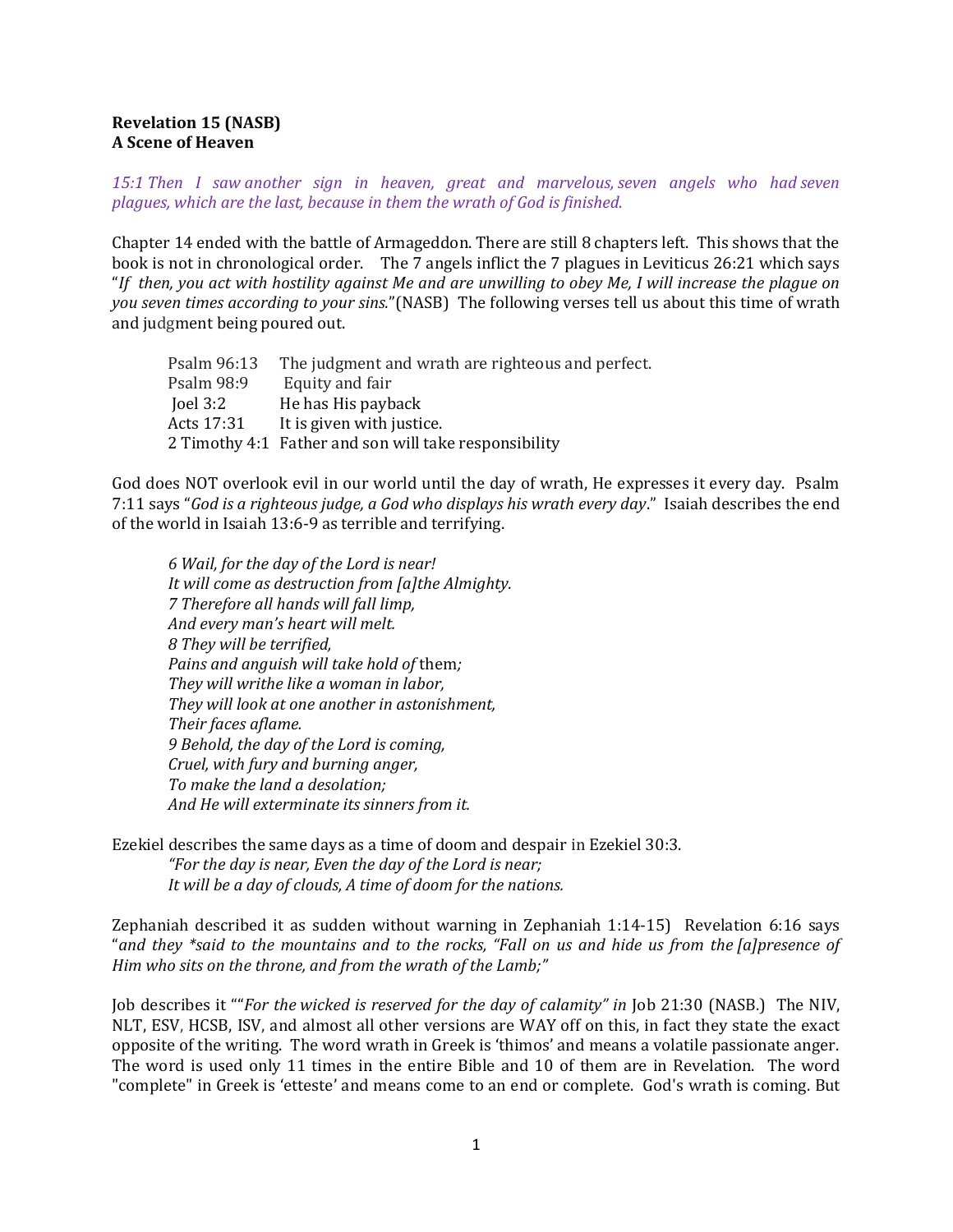**Revelation 15 (NASB)**
**A Scene of Heaven**

*15:1 Then I saw another sign in heaven, great and marvelous, seven angels who had seven plagues, which are the last, because in them the wrath of God is finished.*

Chapter 14 ended with the battle of Armageddon. There are still 8 chapters left. This shows that the book is not in chronological order. The 7 angels inflict the 7 plagues in Leviticus 26:21 which says "*If then, you act with hostility against Me and are unwilling to obey Me, I will increase the plague on you seven times according to your sins.*"(NASB) The following verses tell us about this time of wrath and judgment being poured out.

| | |
|---|---|
| Psalm 96:13 | The judgment and wrath are righteous and perfect. |
| Psalm 98:9 | Equity and fair |
| Joel 3:2 | He has His payback |
| Acts 17:31 | It is given with justice. |
| 2 Timothy 4:1 | Father and son will take responsibility |

God does NOT overlook evil in our world until the day of wrath, He expresses it every day. Psalm 7:11 says "*God is a righteous judge, a God who displays his wrath every day*." Isaiah describes the end of the world in Isaiah 13:6-9 as terrible and terrifying.

> *6 Wail, for the day of the Lord is near!*
> *It will come as destruction from [a]the Almighty.*
> *7 Therefore all hands will fall limp,*
> *And every man's heart will melt.*
> *8 They will be terrified,*
> *Pains and anguish will take hold of* them*;*
> *They will writhe like a woman in labor,*
> *They will look at one another in astonishment,*
> *Their faces aflame.*
> *9 Behold, the day of the Lord is coming,*
> *Cruel, with fury and burning anger,*
> *To make the land a desolation;*
> *And He will exterminate its sinners from it.*

Ezekiel describes the same days as a time of doom and despair in Ezekiel 30:3.

> *"For the day is near, Even the day of the Lord is near;*
> *It will be a day of clouds, A time of doom for the nations.*

Zephaniah described it as sudden without warning in Zephaniah 1:14-15) Revelation 6:16 says "*and they *said to the mountains and to the rocks, "Fall on us and hide us from the [a]presence of Him who sits on the throne, and from the wrath of the Lamb;"*

Job describes it ""*For the wicked is reserved for the day of calamity" in* Job 21:30 (NASB.) The NIV, NLT, ESV, HCSB, ISV, and almost all other versions are WAY off on this, in fact they state the exact opposite of the writing. The word wrath in Greek is 'thimos' and means a volatile passionate anger. The word is used only 11 times in the entire Bible and 10 of them are in Revelation. The word "complete" in Greek is 'etteste' and means come to an end or complete. God's wrath is coming. But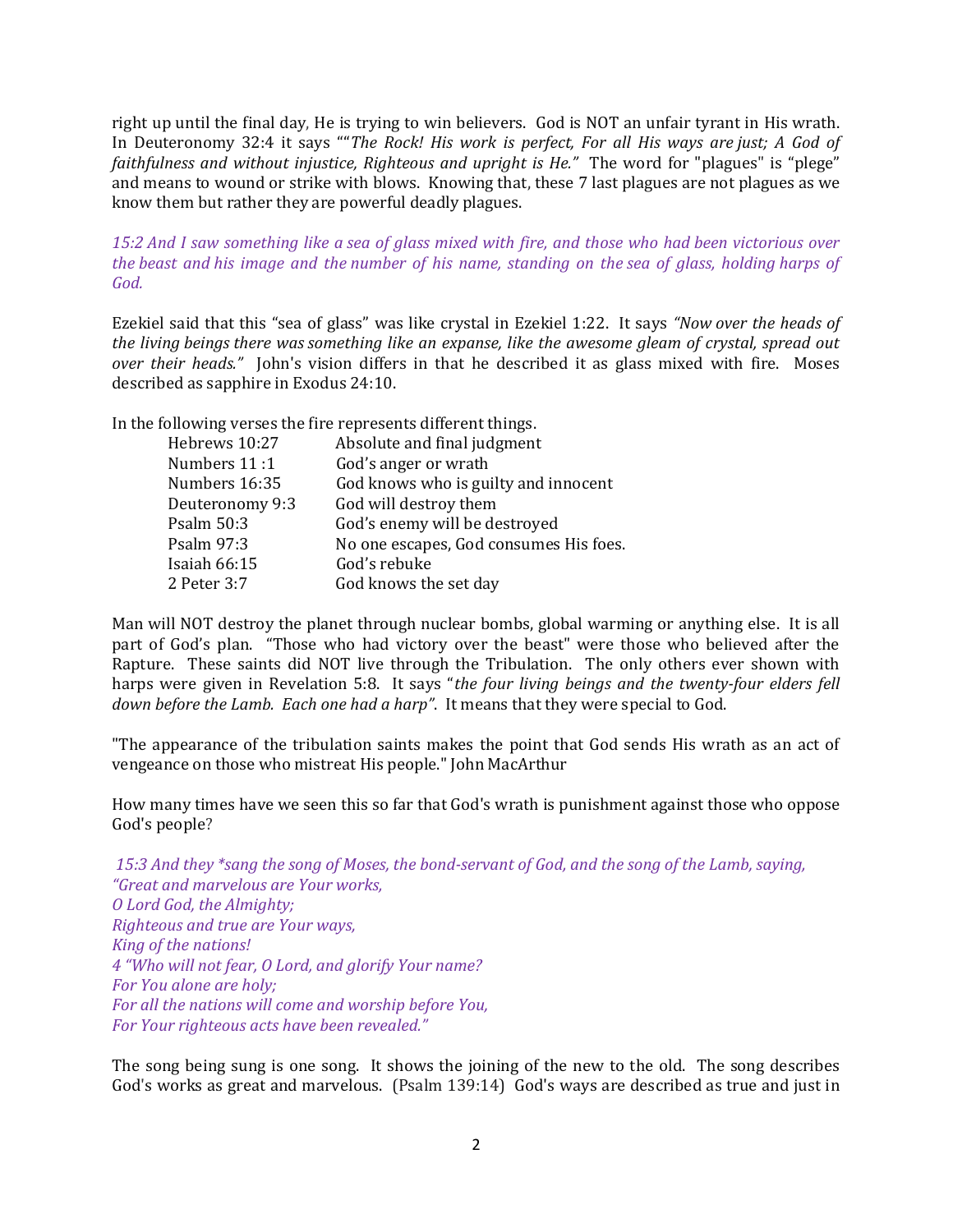right up until the final day, He is trying to win believers. God is NOT an unfair tyrant in His wrath. In Deuteronomy 32:4 it says ""*The Rock! His work is perfect, For all His ways are just; A God of faithfulness and without injustice, Righteous and upright is He."* The word for "plagues" is "plege" and means to wound or strike with blows. Knowing that, these 7 last plagues are not plagues as we know them but rather they are powerful deadly plagues.

*15:2 And I saw something like a sea of glass mixed with fire, and those who had been victorious over the beast and his image and the number of his name, standing on the sea of glass, holding harps of God.*

Ezekiel said that this "sea of glass" was like crystal in Ezekiel 1:22. It says *"Now over the heads of the living beings there was something like an expanse, like the awesome gleam of crystal, spread out over their heads."* John's vision differs in that he described it as glass mixed with fire. Moses described as sapphire in Exodus 24:10.

In the following verses the fire represents different things.

| | |
|---|---|
| Hebrews 10:27 | Absolute and final judgment |
| Numbers 11 :1 | God's anger or wrath |
| Numbers 16:35 | God knows who is guilty and innocent |
| Deuteronomy 9:3 | God will destroy them |
| Psalm 50:3 | God's enemy will be destroyed |
| Psalm 97:3 | No one escapes, God consumes His foes. |
| Isaiah 66:15 | God's rebuke |
| 2 Peter 3:7 | God knows the set day |

Man will NOT destroy the planet through nuclear bombs, global warming or anything else. It is all part of God's plan. "Those who had victory over the beast" were those who believed after the Rapture. These saints did NOT live through the Tribulation. The only others ever shown with harps were given in Revelation 5:8. It says "*the four living beings and the twenty-four elders fell down before the Lamb. Each one had a harp"*. It means that they were special to God.

"The appearance of the tribulation saints makes the point that God sends His wrath as an act of vengeance on those who mistreat His people." John MacArthur

How many times have we seen this so far that God's wrath is punishment against those who oppose God's people?

*15:3 And they *sang the song of Moses, the bond-servant of God, and the song of the Lamb, saying,*
*"Great and marvelous are Your works,*
*O Lord God, the Almighty;*
*Righteous and true are Your ways,*
*King of the nations!*
*4 "Who will not fear, O Lord, and glorify Your name?*
*For You alone are holy;*
*For all the nations will come and worship before You,*
*For Your righteous acts have been revealed."*

The song being sung is one song. It shows the joining of the new to the old. The song describes God's works as great and marvelous. (Psalm 139:14) God's ways are described as true and just in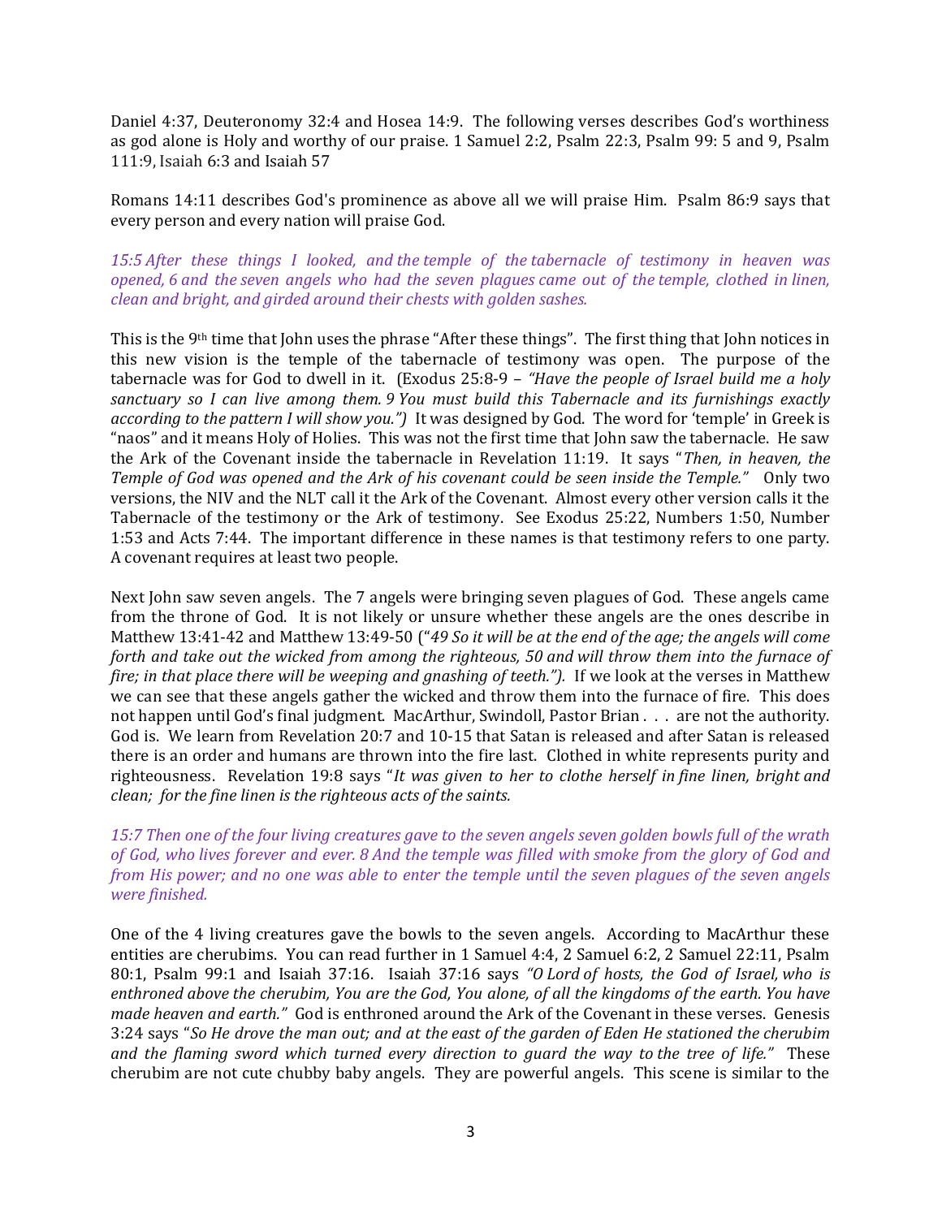Daniel 4:37, Deuteronomy 32:4 and Hosea 14:9. The following verses describes God's worthiness as god alone is Holy and worthy of our praise. 1 Samuel 2:2, Psalm 22:3, Psalm 99: 5 and 9, Psalm 111:9, Isaiah 6:3 and Isaiah 57

Romans 14:11 describes God's prominence as above all we will praise Him. Psalm 86:9 says that every person and every nation will praise God.

*15:5 After these things I looked, and the temple of the tabernacle of testimony in heaven was opened, 6 and the seven angels who had the seven plagues came out of the temple, clothed in linen, clean and bright, and girded around their chests with golden sashes.*

This is the 9th time that John uses the phrase "After these things". The first thing that John notices in this new vision is the temple of the tabernacle of testimony was open. The purpose of the tabernacle was for God to dwell in it. (Exodus 25:8-9 – *"Have the people of Israel build me a holy sanctuary so I can live among them. 9 You must build this Tabernacle and its furnishings exactly according to the pattern I will show you.")* It was designed by God. The word for 'temple' in Greek is "naos" and it means Holy of Holies. This was not the first time that John saw the tabernacle. He saw the Ark of the Covenant inside the tabernacle in Revelation 11:19. It says "*Then, in heaven, the Temple of God was opened and the Ark of his covenant could be seen inside the Temple."* Only two versions, the NIV and the NLT call it the Ark of the Covenant. Almost every other version calls it the Tabernacle of the testimony or the Ark of testimony. See Exodus 25:22, Numbers 1:50, Number 1:53 and Acts 7:44. The important difference in these names is that testimony refers to one party. A covenant requires at least two people.

Next John saw seven angels. The 7 angels were bringing seven plagues of God. These angels came from the throne of God. It is not likely or unsure whether these angels are the ones describe in Matthew 13:41-42 and Matthew 13:49-50 ("*49 So it will be at the end of the age; the angels will come forth and take out the wicked from among the righteous, 50 and will throw them into the furnace of fire; in that place there will be weeping and gnashing of teeth.").* If we look at the verses in Matthew we can see that these angels gather the wicked and throw them into the furnace of fire. This does not happen until God's final judgment. MacArthur, Swindoll, Pastor Brian . . . are not the authority. God is. We learn from Revelation 20:7 and 10-15 that Satan is released and after Satan is released there is an order and humans are thrown into the fire last. Clothed in white represents purity and righteousness. Revelation 19:8 says "*It was given to her to clothe herself in fine linen, bright and clean; for the fine linen is the righteous acts of the saints.*

*15:7 Then one of the four living creatures gave to the seven angels seven golden bowls full of the wrath of God, who lives forever and ever. 8 And the temple was filled with smoke from the glory of God and from His power; and no one was able to enter the temple until the seven plagues of the seven angels were finished.*

One of the 4 living creatures gave the bowls to the seven angels. According to MacArthur these entities are cherubims. You can read further in 1 Samuel 4:4, 2 Samuel 6:2, 2 Samuel 22:11, Psalm 80:1, Psalm 99:1 and Isaiah 37:16. Isaiah 37:16 says *"O Lord of hosts, the God of Israel, who is enthroned above the cherubim, You are the God, You alone, of all the kingdoms of the earth. You have made heaven and earth."* God is enthroned around the Ark of the Covenant in these verses. Genesis 3:24 says "*So He drove the man out; and at the east of the garden of Eden He stationed the cherubim and the flaming sword which turned every direction to guard the way to the tree of life."* These cherubim are not cute chubby baby angels. They are powerful angels. This scene is similar to the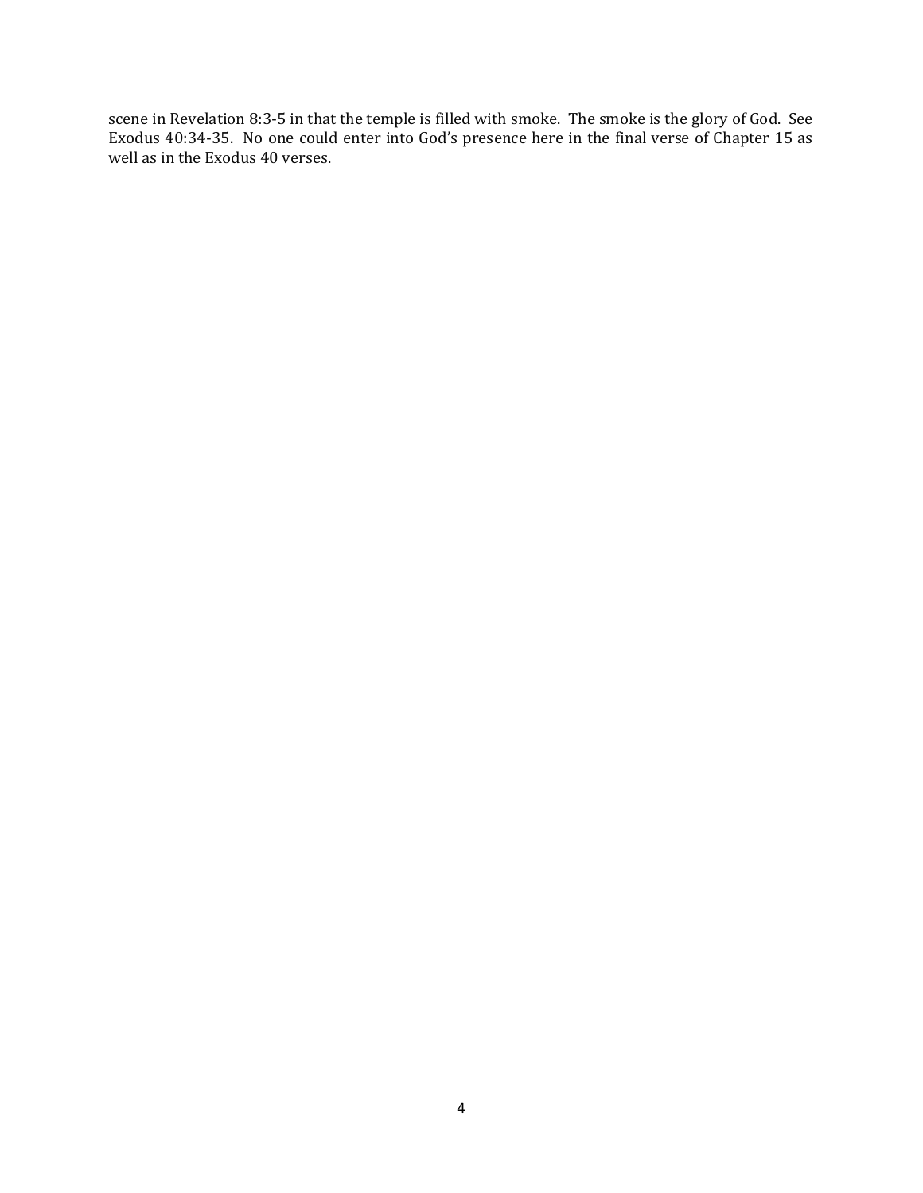scene in Revelation 8:3-5 in that the temple is filled with smoke. The smoke is the glory of God. See Exodus 40:34-35. No one could enter into God's presence here in the final verse of Chapter 15 as well as in the Exodus 40 verses.